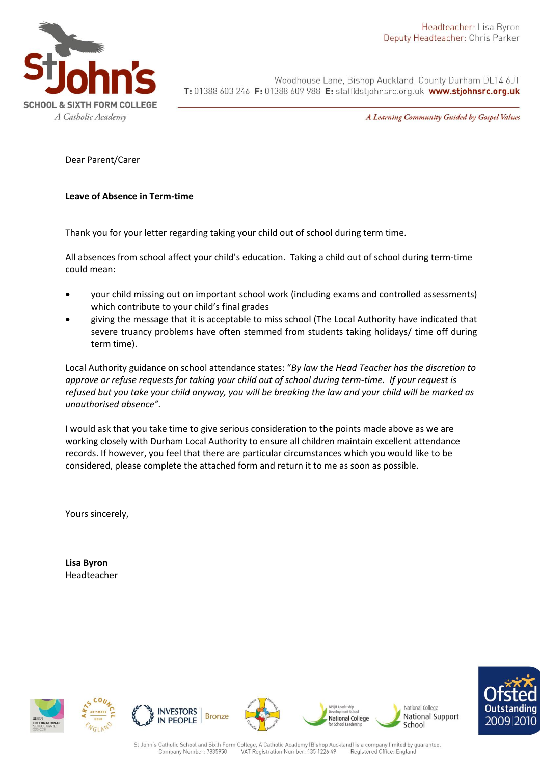Headteacher: Lisa Byron
Deputy Headteacher: Chris Parker

St John's School & Sixth Form College
A Catholic Academy

Woodhouse Lane, Bishop Auckland, County Durham DL14 6JT
**T:** 01388 603 246 **F:** 01388 609 988 **E:** staff@stjohnsrc.org.uk **www.stjohnsrc.org.uk**

*A Learning Community Guided by Gospel Values*

Dear Parent/Carer

**Leave of Absence in Term-time**

Thank you for your letter regarding taking your child out of school during term time.

All absences from school affect your child's education. Taking a child out of school during term-time could mean:

- your child missing out on important school work (including exams and controlled assessments) which contribute to your child's final grades
- giving the message that it is acceptable to miss school (The Local Authority have indicated that severe truancy problems have often stemmed from students taking holidays/ time off during term time).

Local Authority guidance on school attendance states: "*By law the Head Teacher has the discretion to approve or refuse requests for taking your child out of school during term-time. If your request is refused but you take your child anyway, you will be breaking the law and your child will be marked as unauthorised absence".*

I would ask that you take time to give serious consideration to the points made above as we are working closely with Durham Local Authority to ensure all children maintain excellent attendance records. If however, you feel that there are particular circumstances which you would like to be considered, please complete the attached form and return it to me as soon as possible.

Yours sincerely,

**Lisa Byron**
Headteacher

St John's Catholic School and Sixth Form College, A Catholic Academy (Bishop Auckland) is a company limited by guarantee.
Company Number: 7835950 VAT Registration Number: 135 1226 49 Registered Office: England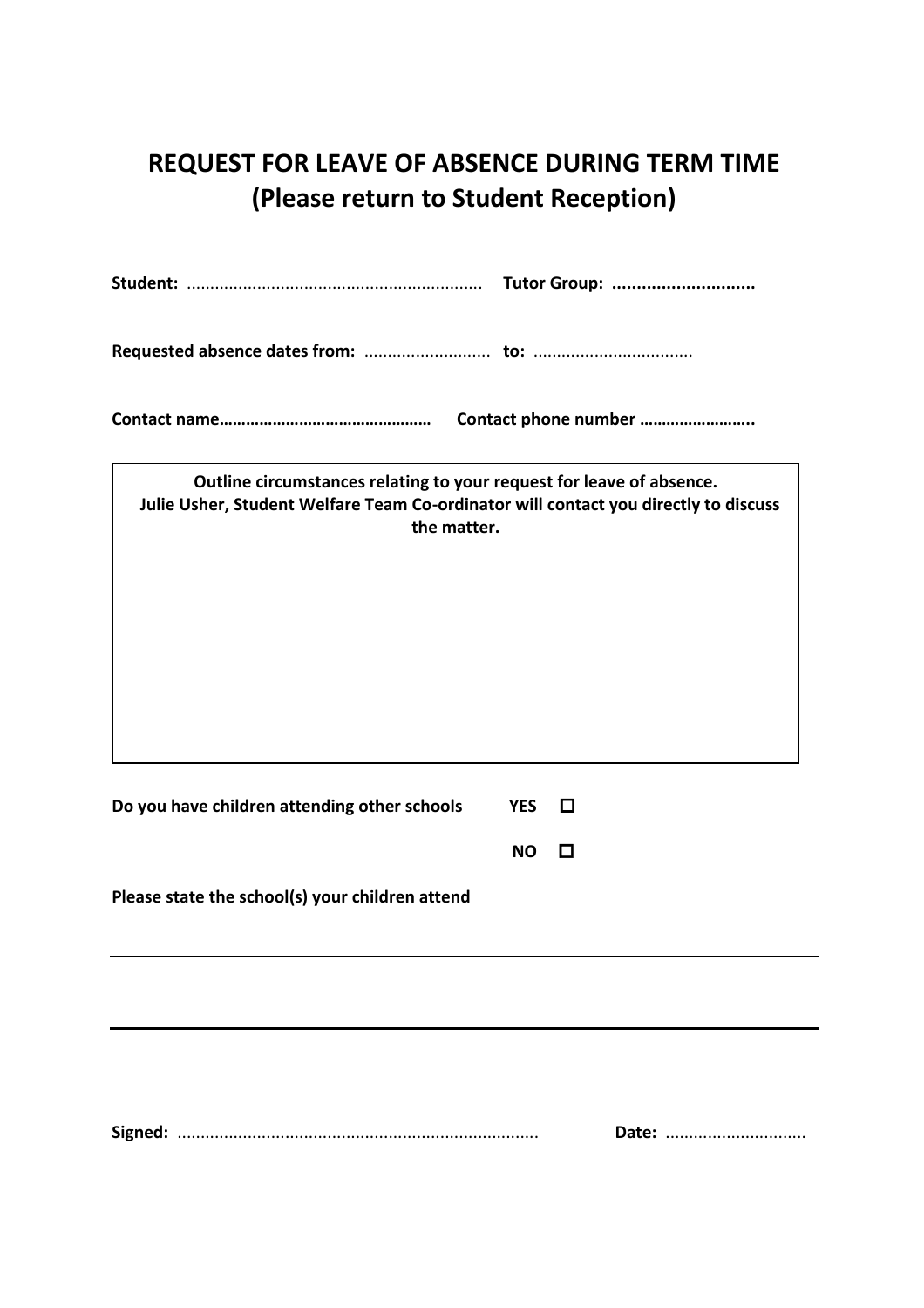# REQUEST FOR LEAVE OF ABSENCE DURING TERM TIME
# (Please return to Student Reception)

**Student:** .............................................................. **Tutor Group:** ............................

**Requested absence dates from:** .......................... **to:** .................................

**Contact name**……………………………………… **Contact phone number** ……………………..

**Outline circumstances relating to your request for leave of absence.**
**Julie Usher, Student Welfare Team Co-ordinator will contact you directly to discuss the matter.**

**Do you have children attending other schools** **YES** ☐

**NO** ☐

**Please state the school(s) your children attend**

---

---

**Signed:** ............................................................................ **Date:** ..............................